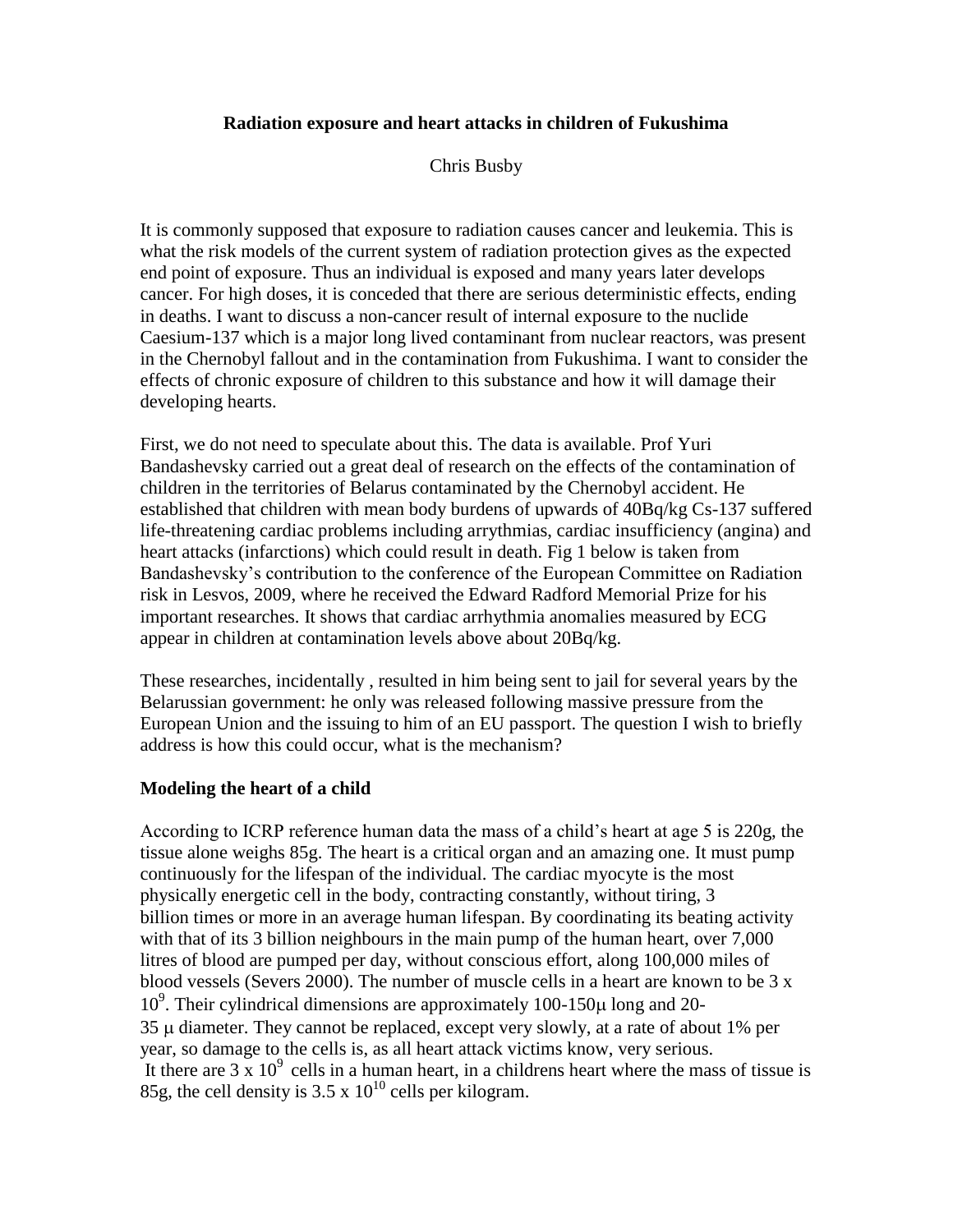# Radiation exposure and heart attacks in children of Fukushima

Chris Busby

It is commonly supposed that exposure to radiation causes cancer and leukemia. This is what the risk models of the current system of radiation protection gives as the expected end point of exposure. Thus an individual is exposed and many years later develops cancer. For high doses, it is conceded that there are serious deterministic effects, ending in deaths. I want to discuss a non-cancer result of internal exposure to the nuclide Caesium-137 which is a major long lived contaminant from nuclear reactors, was present in the Chernobyl fallout and in the contamination from Fukushima. I want to consider the effects of chronic exposure of children to this substance and how it will damage their developing hearts.

First, we do not need to speculate about this. The data is available. Prof Yuri Bandashevsky carried out a great deal of research on the effects of the contamination of children in the territories of Belarus contaminated by the Chernobyl accident. He established that children with mean body burdens of upwards of 40Bq/kg Cs-137 suffered life-threatening cardiac problems including arrythmias, cardiac insufficiency (angina) and heart attacks (infarctions) which could result in death. Fig 1 below is taken from Bandashevsky's contribution to the conference of the European Committee on Radiation risk in Lesvos, 2009, where he received the Edward Radford Memorial Prize for his important researches. It shows that cardiac arrhythmia anomalies measured by ECG appear in children at contamination levels above about 20Bq/kg.

These researches, incidentally , resulted in him being sent to jail for several years by the Belarussian government: he only was released following massive pressure from the European Union and the issuing to him of an EU passport. The question I wish to briefly address is how this could occur, what is the mechanism?

## Modeling the heart of a child

According to ICRP reference human data the mass of a child's heart at age 5 is 220g, the tissue alone weighs 85g. The heart is a critical organ and an amazing one. It must pump continuously for the lifespan of the individual. The cardiac myocyte is the most physically energetic cell in the body, contracting constantly, without tiring, 3 billion times or more in an average human lifespan. By coordinating its beating activity with that of its 3 billion neighbours in the main pump of the human heart, over 7,000 litres of blood are pumped per day, without conscious effort, along 100,000 miles of blood vessels (Severs 2000). The number of muscle cells in a heart are known to be $3 \times 10^9$. Their cylindrical dimensions are approximately 100-150μ long and 20-35 μ diameter. They cannot be replaced, except very slowly, at a rate of about 1% per year, so damage to the cells is, as all heart attack victims know, very serious.

It there are $3 \times 10^9$ cells in a human heart, in a childrens heart where the mass of tissue is 85g, the cell density is $3.5 \times 10^{10}$ cells per kilogram.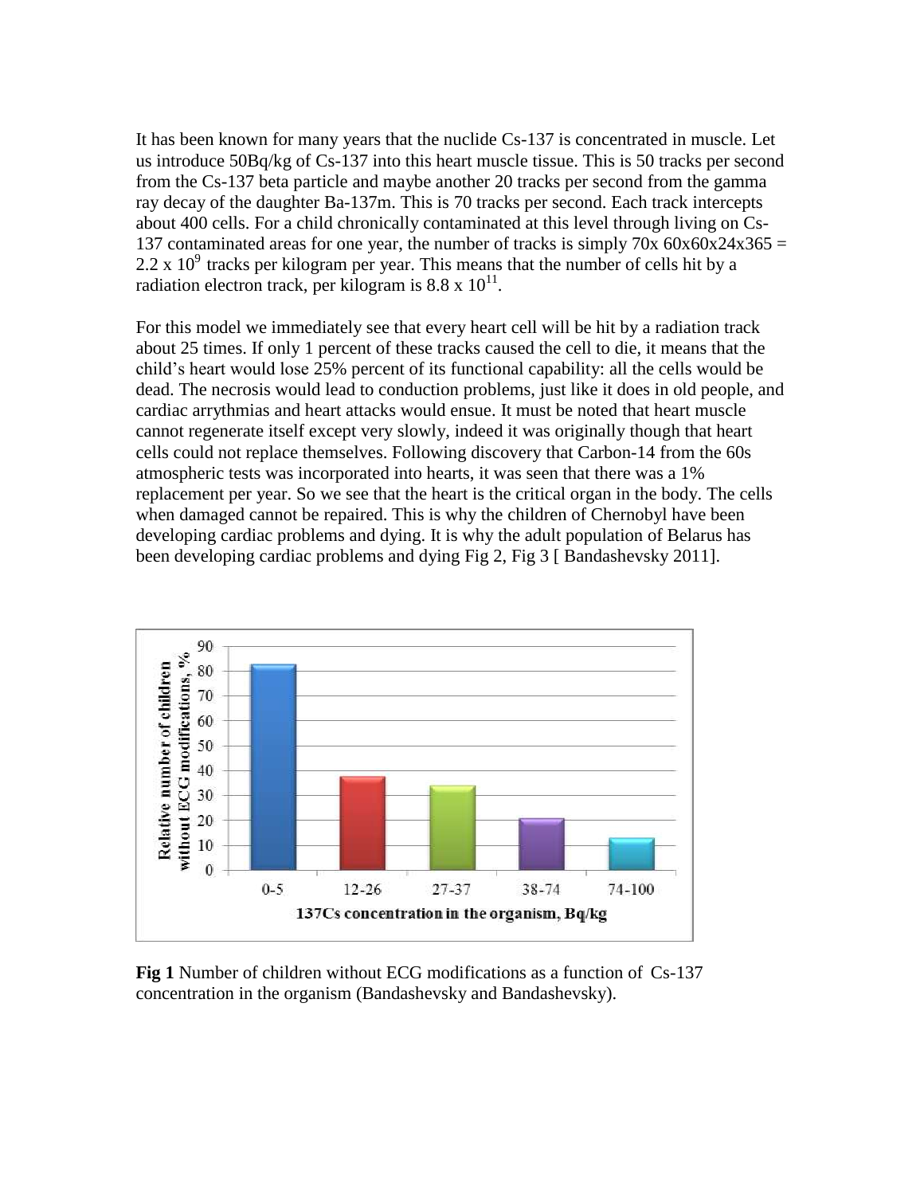It has been known for many years that the nuclide Cs-137 is concentrated in muscle. Let us introduce 50Bq/kg of Cs-137 into this heart muscle tissue. This is 50 tracks per second from the Cs-137 beta particle and maybe another 20 tracks per second from the gamma ray decay of the daughter Ba-137m. This is 70 tracks per second. Each track intercepts about 400 cells. For a child chronically contaminated at this level through living on Cs-137 contaminated areas for one year, the number of tracks is simply $70 \times 60 \times 60 \times 24 \times 365 = 2.2 \times 10^9$ tracks per kilogram per year. This means that the number of cells hit by a radiation electron track, per kilogram is $8.8 \times 10^{11}$.

For this model we immediately see that every heart cell will be hit by a radiation track about 25 times. If only 1 percent of these tracks caused the cell to die, it means that the child's heart would lose 25% percent of its functional capability: all the cells would be dead. The necrosis would lead to conduction problems, just like it does in old people, and cardiac arrythmias and heart attacks would ensue. It must be noted that heart muscle cannot regenerate itself except very slowly, indeed it was originally though that heart cells could not replace themselves. Following discovery that Carbon-14 from the 60s atmospheric tests was incorporated into hearts, it was seen that there was a 1% replacement per year. So we see that the heart is the critical organ in the body. The cells when damaged cannot be repaired. This is why the children of Chernobyl have been developing cardiac problems and dying. It is why the adult population of Belarus has been developing cardiac problems and dying Fig 2, Fig 3 [ Bandashevsky 2011].

**Fig 1** Number of children without ECG modifications as a function of Cs-137 concentration in the organism (Bandashevsky and Bandashevsky).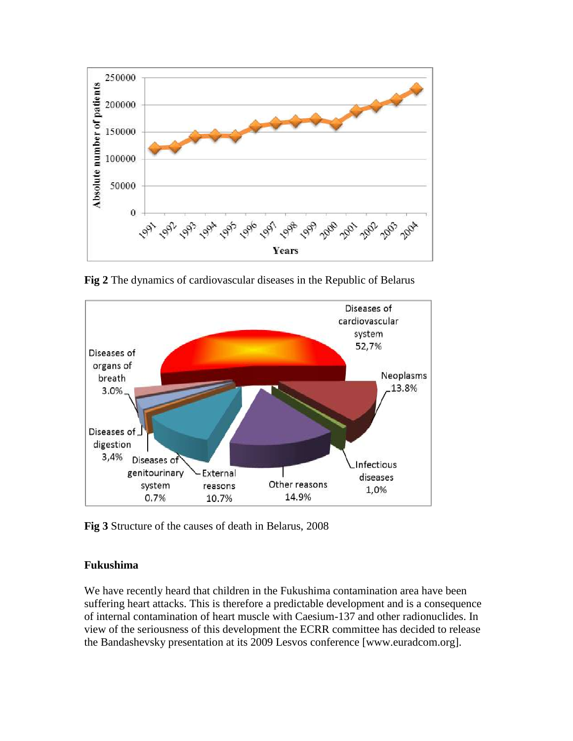**Fig 2** The dynamics of cardiovascular diseases in the Republic of Belarus

**Fig 3** Structure of the causes of death in Belarus, 2008

### Fukushima

We have recently heard that children in the Fukushima contamination area have been suffering heart attacks. This is therefore a predictable development and is a consequence of internal contamination of heart muscle with Caesium-137 and other radionuclides. In view of the seriousness of this development the ECRR committee has decided to release the Bandashevsky presentation at its 2009 Lesvos conference [www.euradcom.org].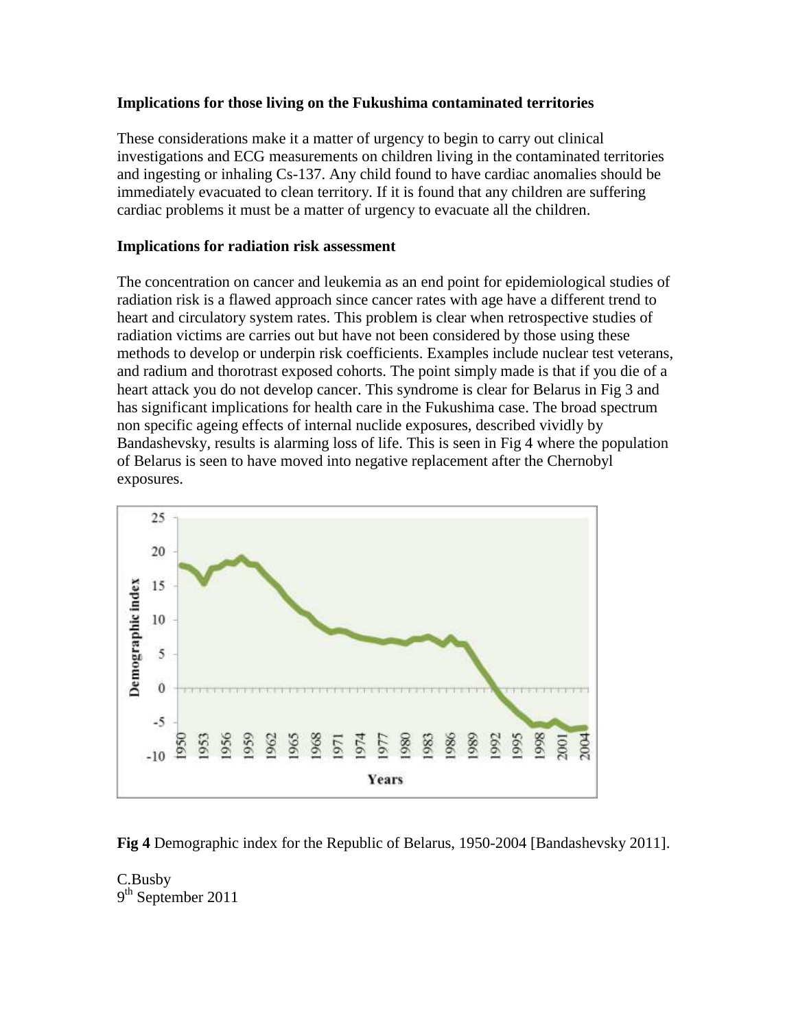**Implications for those living on the Fukushima contaminated territories**

These considerations make it a matter of urgency to begin to carry out clinical investigations and ECG measurements on children living in the contaminated territories and ingesting or inhaling Cs-137. Any child found to have cardiac anomalies should be immediately evacuated to clean territory. If it is found that any children are suffering cardiac problems it must be a matter of urgency to evacuate all the children.

**Implications for radiation risk assessment**

The concentration on cancer and leukemia as an end point for epidemiological studies of radiation risk is a flawed approach since cancer rates with age have a different trend to heart and circulatory system rates. This problem is clear when retrospective studies of radiation victims are carries out but have not been considered by those using these methods to develop or underpin risk coefficients. Examples include nuclear test veterans, and radium and thorotrast exposed cohorts. The point simply made is that if you die of a heart attack you do not develop cancer. This syndrome is clear for Belarus in Fig 3 and has significant implications for health care in the Fukushima case. The broad spectrum non specific ageing effects of internal nuclide exposures, described vividly by Bandashevsky, results is alarming loss of life. This is seen in Fig 4 where the population of Belarus is seen to have moved into negative replacement after the Chernobyl exposures.

**Fig 4** Demographic index for the Republic of Belarus, 1950-2004 [Bandashevsky 2011].

C.Busby
9th September 2011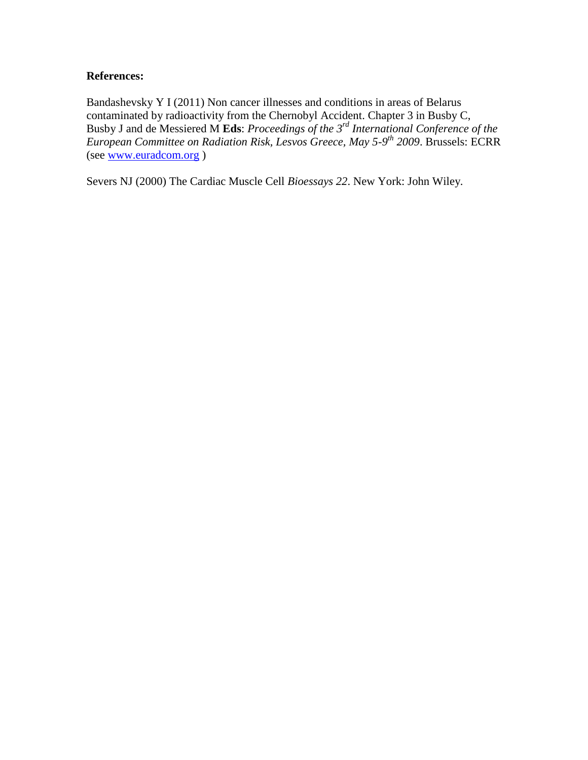**References:**

Bandashevsky Y I (2011) Non cancer illnesses and conditions in areas of Belarus contaminated by radioactivity from the Chernobyl Accident. Chapter 3 in Busby C, Busby J and de Messiered M **Eds**: *Proceedings of the 3rd International Conference of the European Committee on Radiation Risk, Lesvos Greece, May 5-9th 2009*. Brussels: ECRR (see [www.euradcom.org](http://www.euradcom.org) )

Severs NJ (2000) The Cardiac Muscle Cell *Bioessays 22*. New York: John Wiley.